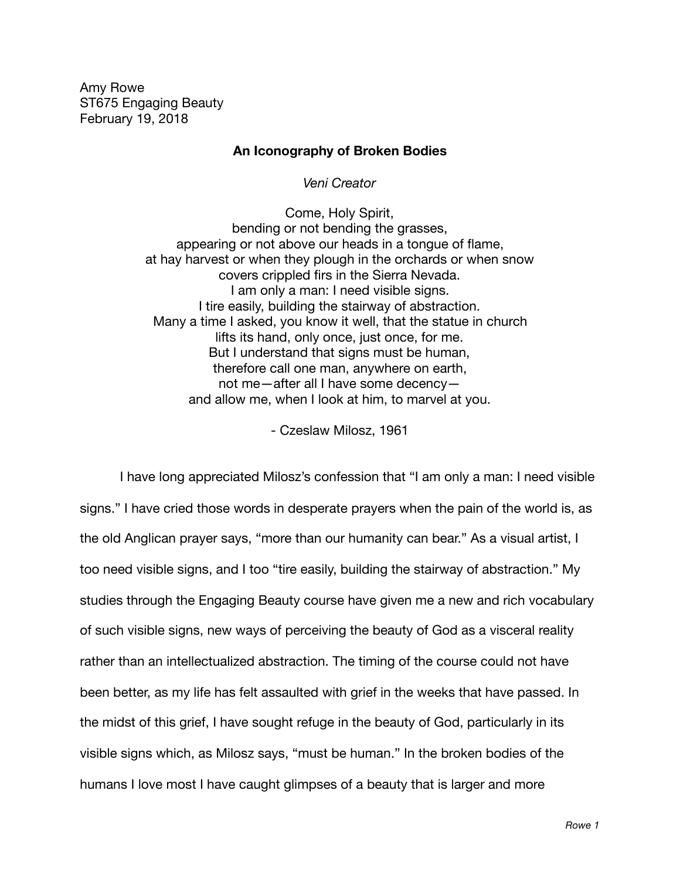Amy Rowe
ST675 Engaging Beauty
February 19, 2018

# An Iconography of Broken Bodies

*Veni Creator*

Come, Holy Spirit,
bending or not bending the grasses,
appearing or not above our heads in a tongue of flame,
at hay harvest or when they plough in the orchards or when snow
covers crippled firs in the Sierra Nevada.
I am only a man: I need visible signs.
I tire easily, building the stairway of abstraction.
Many a time I asked, you know it well, that the statue in church
lifts its hand, only once, just once, for me.
But I understand that signs must be human,
therefore call one man, anywhere on earth,
not me—after all I have some decency—
and allow me, when I look at him, to marvel at you.

\- Czeslaw Milosz, 1961

I have long appreciated Milosz's confession that "I am only a man: I need visible signs." I have cried those words in desperate prayers when the pain of the world is, as the old Anglican prayer says, "more than our humanity can bear." As a visual artist, I too need visible signs, and I too "tire easily, building the stairway of abstraction." My studies through the Engaging Beauty course have given me a new and rich vocabulary of such visible signs, new ways of perceiving the beauty of God as a visceral reality rather than an intellectualized abstraction. The timing of the course could not have been better, as my life has felt assaulted with grief in the weeks that have passed. In the midst of this grief, I have sought refuge in the beauty of God, particularly in its visible signs which, as Milosz says, "must be human." In the broken bodies of the humans I love most I have caught glimpses of a beauty that is larger and more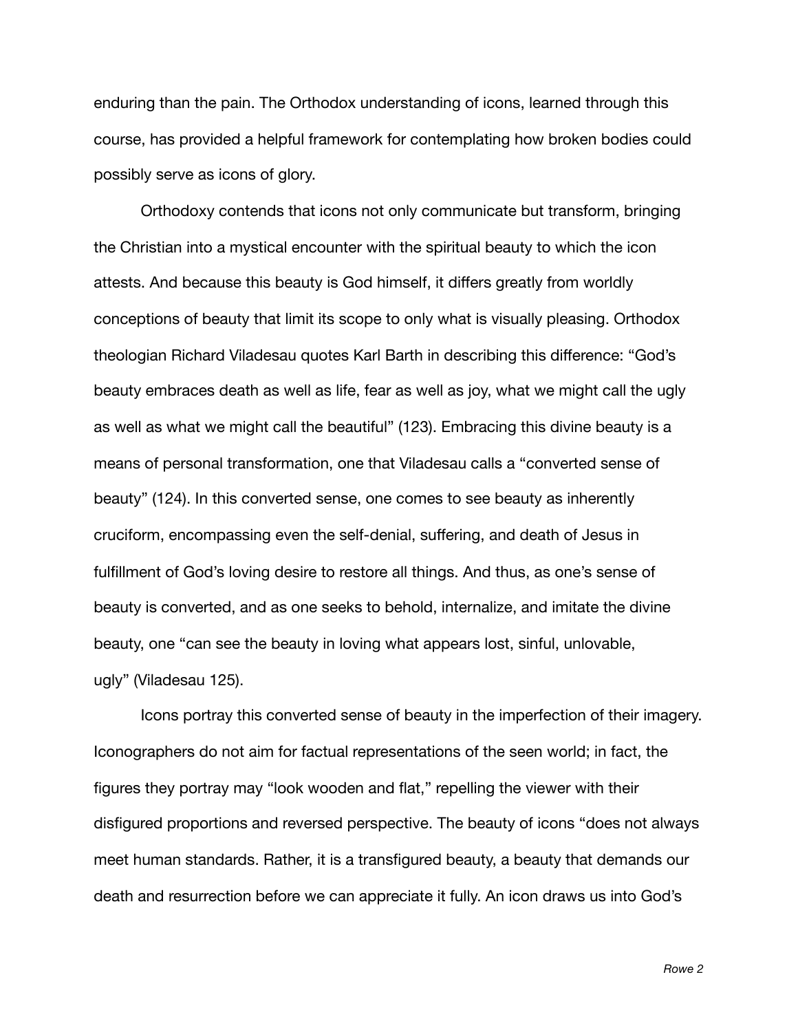enduring than the pain. The Orthodox understanding of icons, learned through this course, has provided a helpful framework for contemplating how broken bodies could possibly serve as icons of glory.

Orthodoxy contends that icons not only communicate but transform, bringing the Christian into a mystical encounter with the spiritual beauty to which the icon attests. And because this beauty is God himself, it differs greatly from worldly conceptions of beauty that limit its scope to only what is visually pleasing. Orthodox theologian Richard Viladesau quotes Karl Barth in describing this difference: "God's beauty embraces death as well as life, fear as well as joy, what we might call the ugly as well as what we might call the beautiful" (123). Embracing this divine beauty is a means of personal transformation, one that Viladesau calls a "converted sense of beauty" (124). In this converted sense, one comes to see beauty as inherently cruciform, encompassing even the self-denial, suffering, and death of Jesus in fulfillment of God's loving desire to restore all things. And thus, as one's sense of beauty is converted, and as one seeks to behold, internalize, and imitate the divine beauty, one "can see the beauty in loving what appears lost, sinful, unlovable, ugly" (Viladesau 125).

Icons portray this converted sense of beauty in the imperfection of their imagery. Iconographers do not aim for factual representations of the seen world; in fact, the figures they portray may "look wooden and flat," repelling the viewer with their disfigured proportions and reversed perspective. The beauty of icons "does not always meet human standards. Rather, it is a transfigured beauty, a beauty that demands our death and resurrection before we can appreciate it fully. An icon draws us into God's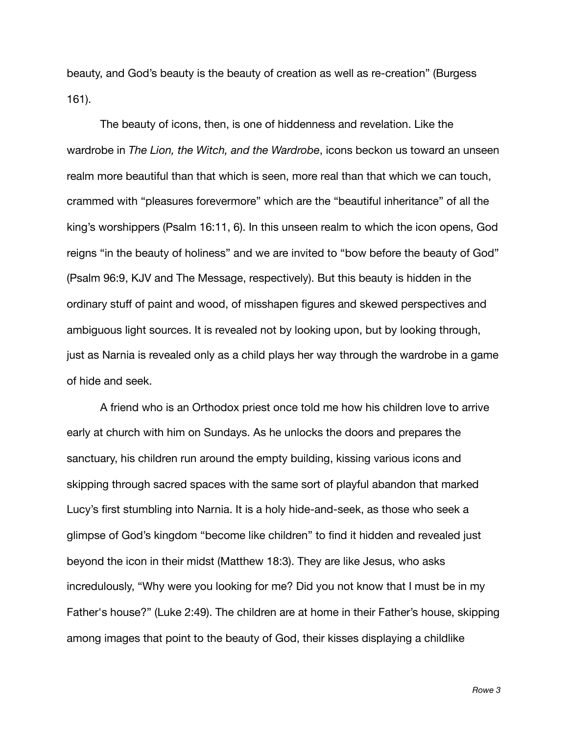beauty, and God's beauty is the beauty of creation as well as re-creation" (Burgess 161).

The beauty of icons, then, is one of hiddenness and revelation. Like the wardrobe in *The Lion, the Witch, and the Wardrobe*, icons beckon us toward an unseen realm more beautiful than that which is seen, more real than that which we can touch, crammed with "pleasures forevermore" which are the "beautiful inheritance" of all the king's worshippers (Psalm 16:11, 6). In this unseen realm to which the icon opens, God reigns "in the beauty of holiness" and we are invited to "bow before the beauty of God" (Psalm 96:9, KJV and The Message, respectively). But this beauty is hidden in the ordinary stuff of paint and wood, of misshapen figures and skewed perspectives and ambiguous light sources. It is revealed not by looking upon, but by looking through, just as Narnia is revealed only as a child plays her way through the wardrobe in a game of hide and seek.

A friend who is an Orthodox priest once told me how his children love to arrive early at church with him on Sundays. As he unlocks the doors and prepares the sanctuary, his children run around the empty building, kissing various icons and skipping through sacred spaces with the same sort of playful abandon that marked Lucy's first stumbling into Narnia. It is a holy hide-and-seek, as those who seek a glimpse of God's kingdom "become like children" to find it hidden and revealed just beyond the icon in their midst (Matthew 18:3). They are like Jesus, who asks incredulously, "Why were you looking for me? Did you not know that I must be in my Father's house?" (Luke 2:49). The children are at home in their Father's house, skipping among images that point to the beauty of God, their kisses displaying a childlike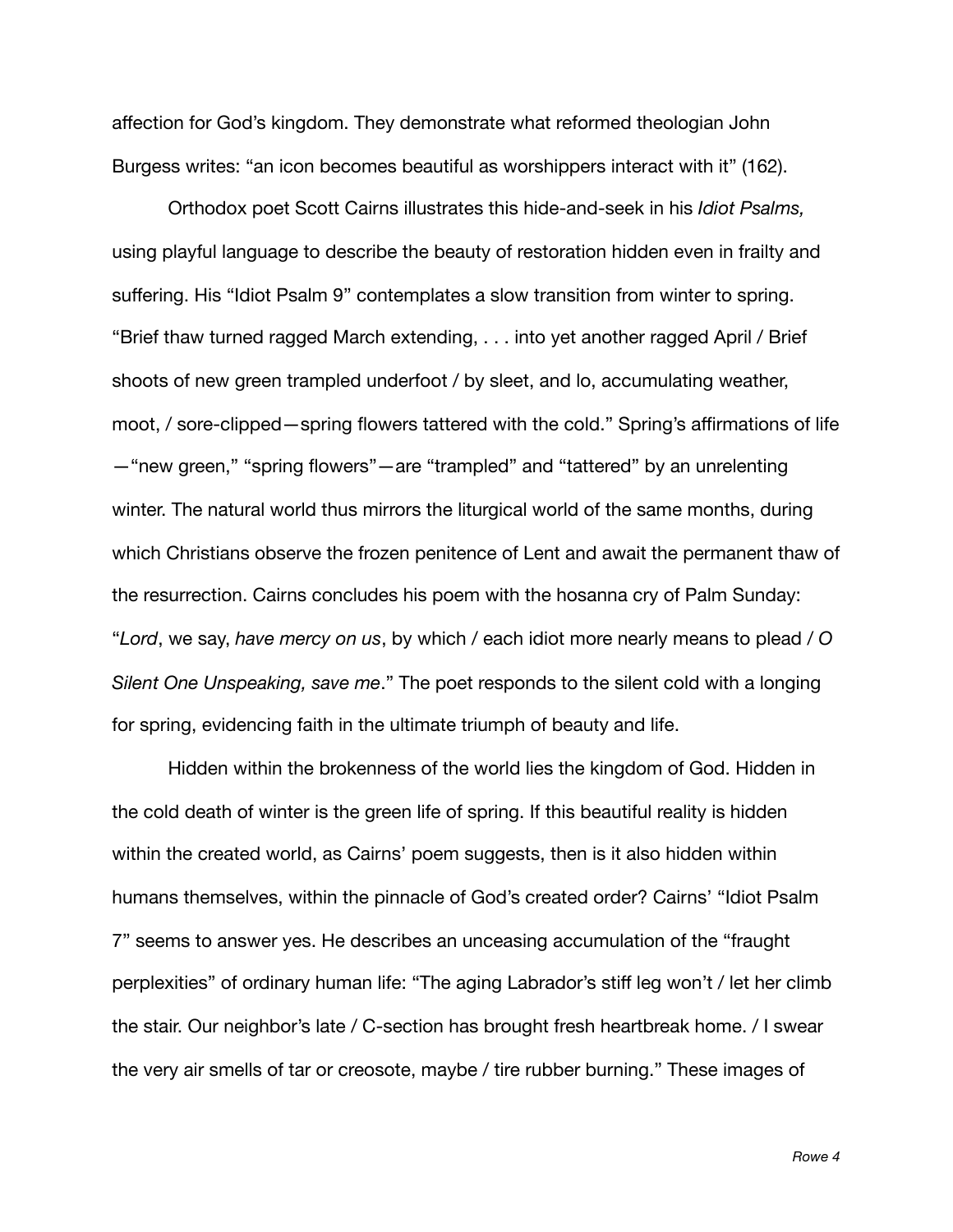affection for God's kingdom. They demonstrate what reformed theologian John Burgess writes: "an icon becomes beautiful as worshippers interact with it" (162).

Orthodox poet Scott Cairns illustrates this hide-and-seek in his *Idiot Psalms,* using playful language to describe the beauty of restoration hidden even in frailty and suffering. His "Idiot Psalm 9" contemplates a slow transition from winter to spring. "Brief thaw turned ragged March extending, . . . into yet another ragged April / Brief shoots of new green trampled underfoot / by sleet, and lo, accumulating weather, moot, / sore-clipped—spring flowers tattered with the cold." Spring's affirmations of life—"new green," "spring flowers"—are "trampled" and "tattered" by an unrelenting winter. The natural world thus mirrors the liturgical world of the same months, during which Christians observe the frozen penitence of Lent and await the permanent thaw of the resurrection. Cairns concludes his poem with the hosanna cry of Palm Sunday: "*Lord*, we say, *have mercy on us*, by which / each idiot more nearly means to plead / *O Silent One Unspeaking, save me*." The poet responds to the silent cold with a longing for spring, evidencing faith in the ultimate triumph of beauty and life.

Hidden within the brokenness of the world lies the kingdom of God. Hidden in the cold death of winter is the green life of spring. If this beautiful reality is hidden within the created world, as Cairns' poem suggests, then is it also hidden within humans themselves, within the pinnacle of God's created order? Cairns' "Idiot Psalm 7" seems to answer yes. He describes an unceasing accumulation of the "fraught perplexities" of ordinary human life: "The aging Labrador's stiff leg won't / let her climb the stair. Our neighbor's late / C-section has brought fresh heartbreak home. / I swear the very air smells of tar or creosote, maybe / tire rubber burning." These images of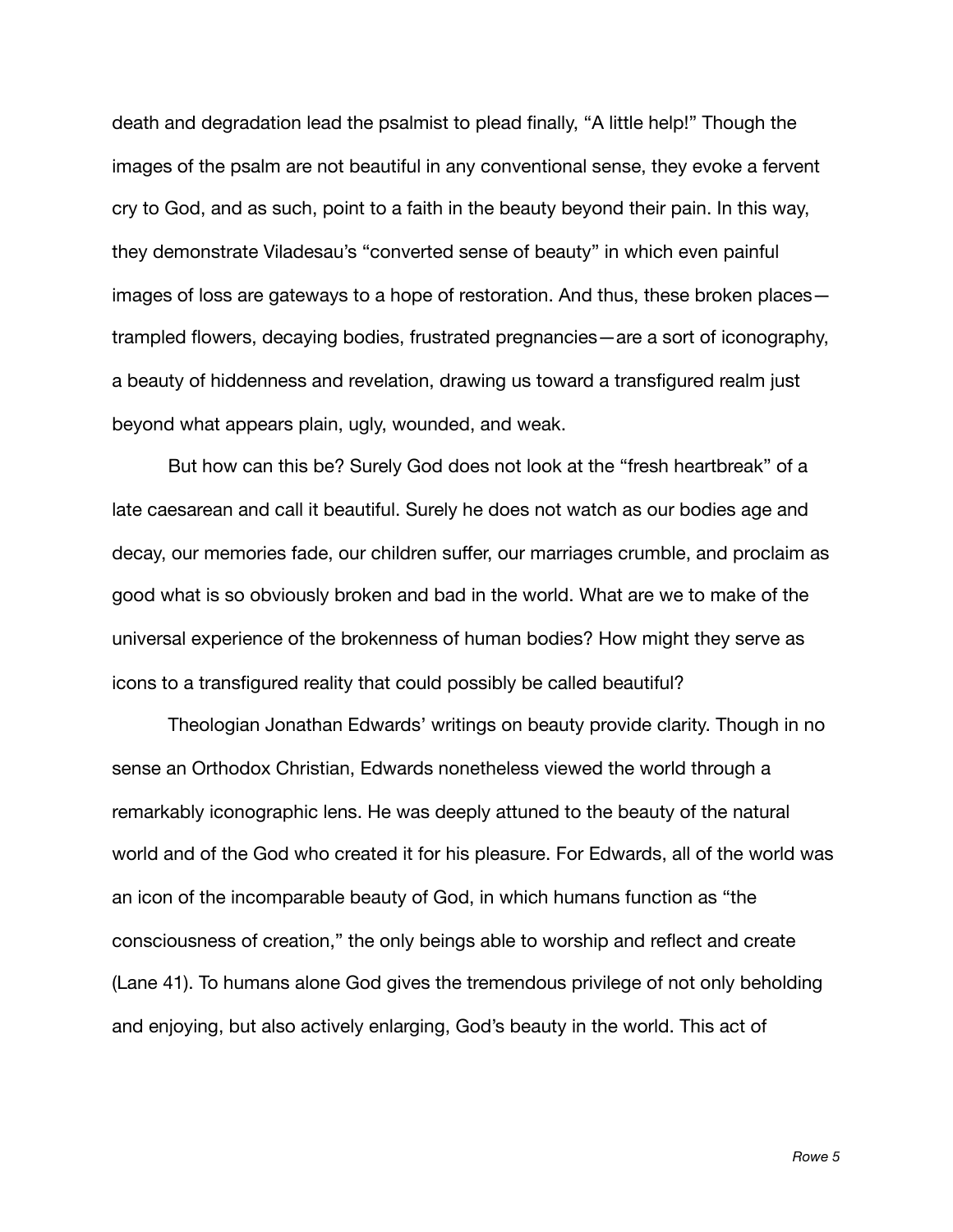death and degradation lead the psalmist to plead finally, “A little help!” Though the images of the psalm are not beautiful in any conventional sense, they evoke a fervent cry to God, and as such, point to a faith in the beauty beyond their pain. In this way, they demonstrate Viladesau’s “converted sense of beauty” in which even painful images of loss are gateways to a hope of restoration. And thus, these broken places—trampled flowers, decaying bodies, frustrated pregnancies—are a sort of iconography, a beauty of hiddenness and revelation, drawing us toward a transfigured realm just beyond what appears plain, ugly, wounded, and weak.

But how can this be? Surely God does not look at the “fresh heartbreak” of a late caesarean and call it beautiful. Surely he does not watch as our bodies age and decay, our memories fade, our children suffer, our marriages crumble, and proclaim as good what is so obviously broken and bad in the world. What are we to make of the universal experience of the brokenness of human bodies? How might they serve as icons to a transfigured reality that could possibly be called beautiful?

Theologian Jonathan Edwards’ writings on beauty provide clarity. Though in no sense an Orthodox Christian, Edwards nonetheless viewed the world through a remarkably iconographic lens. He was deeply attuned to the beauty of the natural world and of the God who created it for his pleasure. For Edwards, all of the world was an icon of the incomparable beauty of God, in which humans function as “the consciousness of creation,” the only beings able to worship and reflect and create (Lane 41). To humans alone God gives the tremendous privilege of not only beholding and enjoying, but also actively enlarging, God’s beauty in the world. This act of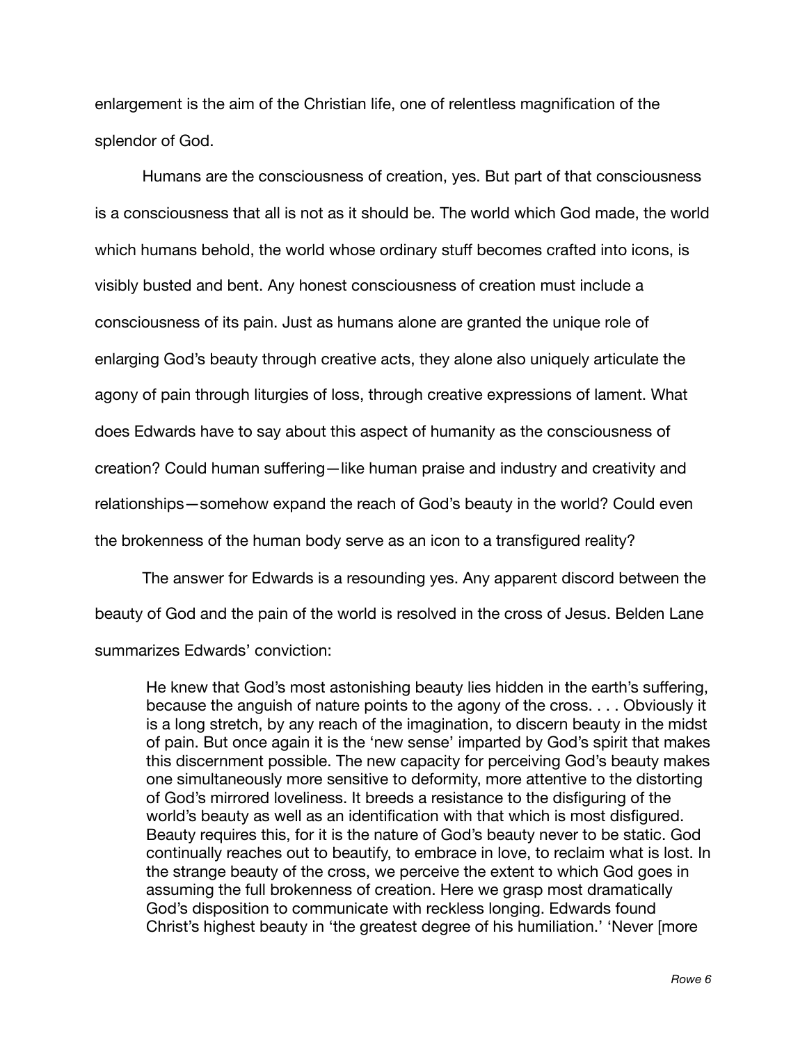enlargement is the aim of the Christian life, one of relentless magnification of the splendor of God.

Humans are the consciousness of creation, yes. But part of that consciousness is a consciousness that all is not as it should be. The world which God made, the world which humans behold, the world whose ordinary stuff becomes crafted into icons, is visibly busted and bent. Any honest consciousness of creation must include a consciousness of its pain. Just as humans alone are granted the unique role of enlarging God's beauty through creative acts, they alone also uniquely articulate the agony of pain through liturgies of loss, through creative expressions of lament. What does Edwards have to say about this aspect of humanity as the consciousness of creation? Could human suffering—like human praise and industry and creativity and relationships—somehow expand the reach of God's beauty in the world? Could even the brokenness of the human body serve as an icon to a transfigured reality?

The answer for Edwards is a resounding yes. Any apparent discord between the beauty of God and the pain of the world is resolved in the cross of Jesus. Belden Lane summarizes Edwards' conviction:

> He knew that God's most astonishing beauty lies hidden in the earth's suffering, because the anguish of nature points to the agony of the cross. . . . Obviously it is a long stretch, by any reach of the imagination, to discern beauty in the midst of pain. But once again it is the 'new sense' imparted by God's spirit that makes this discernment possible. The new capacity for perceiving God's beauty makes one simultaneously more sensitive to deformity, more attentive to the distorting of God's mirrored loveliness. It breeds a resistance to the disfiguring of the world's beauty as well as an identification with that which is most disfigured. Beauty requires this, for it is the nature of God's beauty never to be static. God continually reaches out to beautify, to embrace in love, to reclaim what is lost. In the strange beauty of the cross, we perceive the extent to which God goes in assuming the full brokenness of creation. Here we grasp most dramatically God's disposition to communicate with reckless longing. Edwards found Christ's highest beauty in 'the greatest degree of his humiliation.' 'Never [more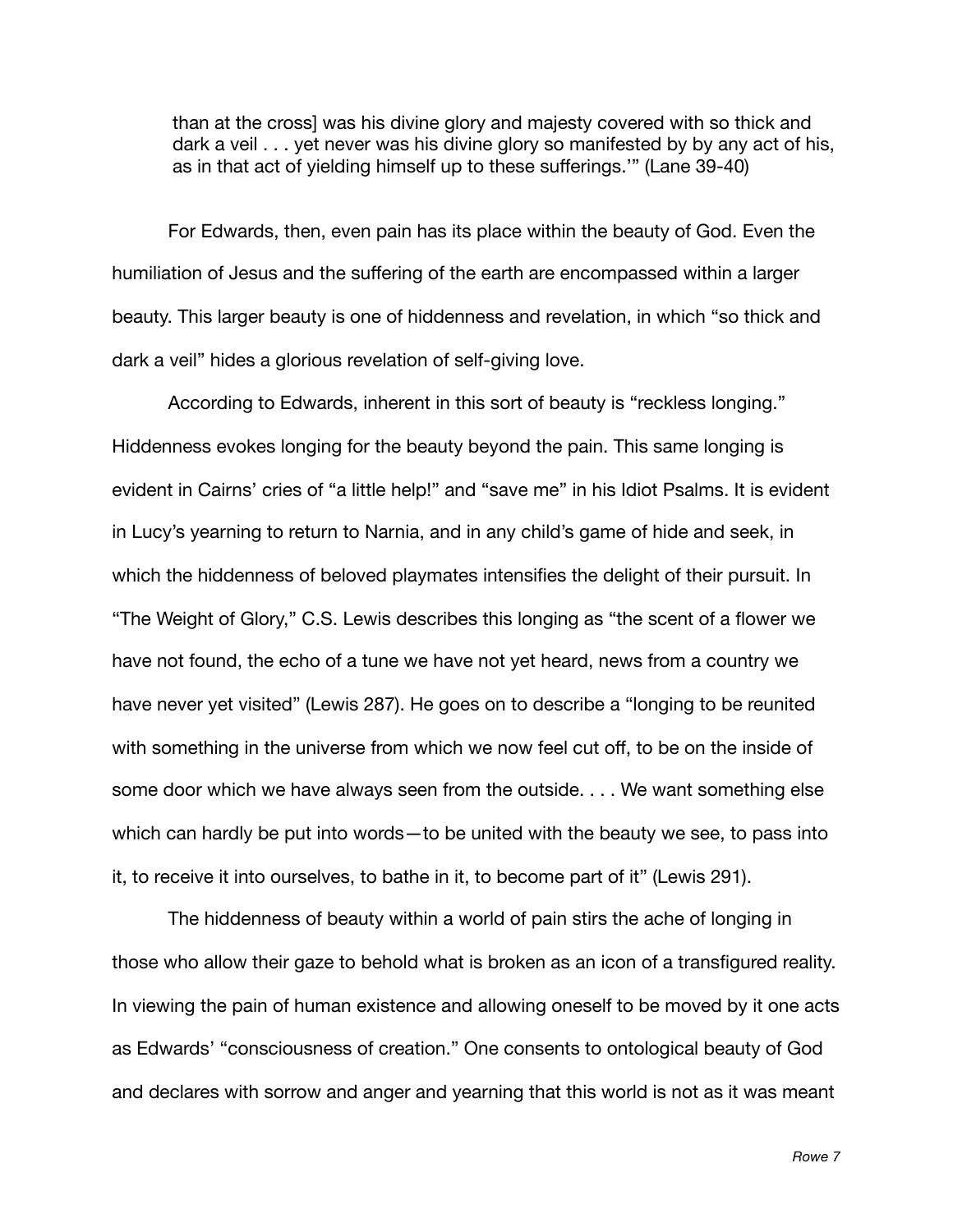> than at the cross] was his divine glory and majesty covered with so thick and dark a veil . . . yet never was his divine glory so manifested by by any act of his, as in that act of yielding himself up to these sufferings.'" (Lane 39-40)

For Edwards, then, even pain has its place within the beauty of God. Even the humiliation of Jesus and the suffering of the earth are encompassed within a larger beauty. This larger beauty is one of hiddenness and revelation, in which "so thick and dark a veil" hides a glorious revelation of self-giving love.

According to Edwards, inherent in this sort of beauty is "reckless longing." Hiddenness evokes longing for the beauty beyond the pain. This same longing is evident in Cairns' cries of "a little help!" and "save me" in his Idiot Psalms. It is evident in Lucy's yearning to return to Narnia, and in any child's game of hide and seek, in which the hiddenness of beloved playmates intensifies the delight of their pursuit. In "The Weight of Glory," C.S. Lewis describes this longing as "the scent of a flower we have not found, the echo of a tune we have not yet heard, news from a country we have never yet visited" (Lewis 287). He goes on to describe a "longing to be reunited with something in the universe from which we now feel cut off, to be on the inside of some door which we have always seen from the outside. . . . We want something else which can hardly be put into words—to be united with the beauty we see, to pass into it, to receive it into ourselves, to bathe in it, to become part of it" (Lewis 291).

The hiddenness of beauty within a world of pain stirs the ache of longing in those who allow their gaze to behold what is broken as an icon of a transfigured reality. In viewing the pain of human existence and allowing oneself to be moved by it one acts as Edwards' "consciousness of creation." One consents to ontological beauty of God and declares with sorrow and anger and yearning that this world is not as it was meant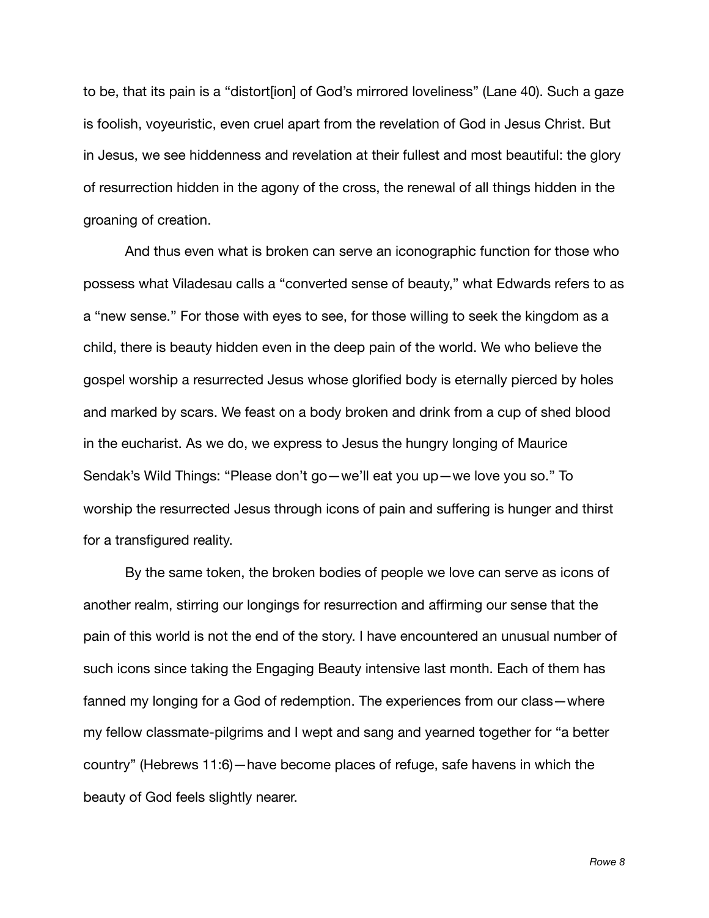to be, that its pain is a "distort[ion] of God's mirrored loveliness" (Lane 40). Such a gaze is foolish, voyeuristic, even cruel apart from the revelation of God in Jesus Christ. But in Jesus, we see hiddenness and revelation at their fullest and most beautiful: the glory of resurrection hidden in the agony of the cross, the renewal of all things hidden in the groaning of creation.

And thus even what is broken can serve an iconographic function for those who possess what Viladesau calls a "converted sense of beauty," what Edwards refers to as a "new sense." For those with eyes to see, for those willing to seek the kingdom as a child, there is beauty hidden even in the deep pain of the world. We who believe the gospel worship a resurrected Jesus whose glorified body is eternally pierced by holes and marked by scars. We feast on a body broken and drink from a cup of shed blood in the eucharist. As we do, we express to Jesus the hungry longing of Maurice Sendak's Wild Things: "Please don't go—we'll eat you up—we love you so." To worship the resurrected Jesus through icons of pain and suffering is hunger and thirst for a transfigured reality.

By the same token, the broken bodies of people we love can serve as icons of another realm, stirring our longings for resurrection and affirming our sense that the pain of this world is not the end of the story. I have encountered an unusual number of such icons since taking the Engaging Beauty intensive last month. Each of them has fanned my longing for a God of redemption. The experiences from our class—where my fellow classmate-pilgrims and I wept and sang and yearned together for "a better country" (Hebrews 11:6)—have become places of refuge, safe havens in which the beauty of God feels slightly nearer.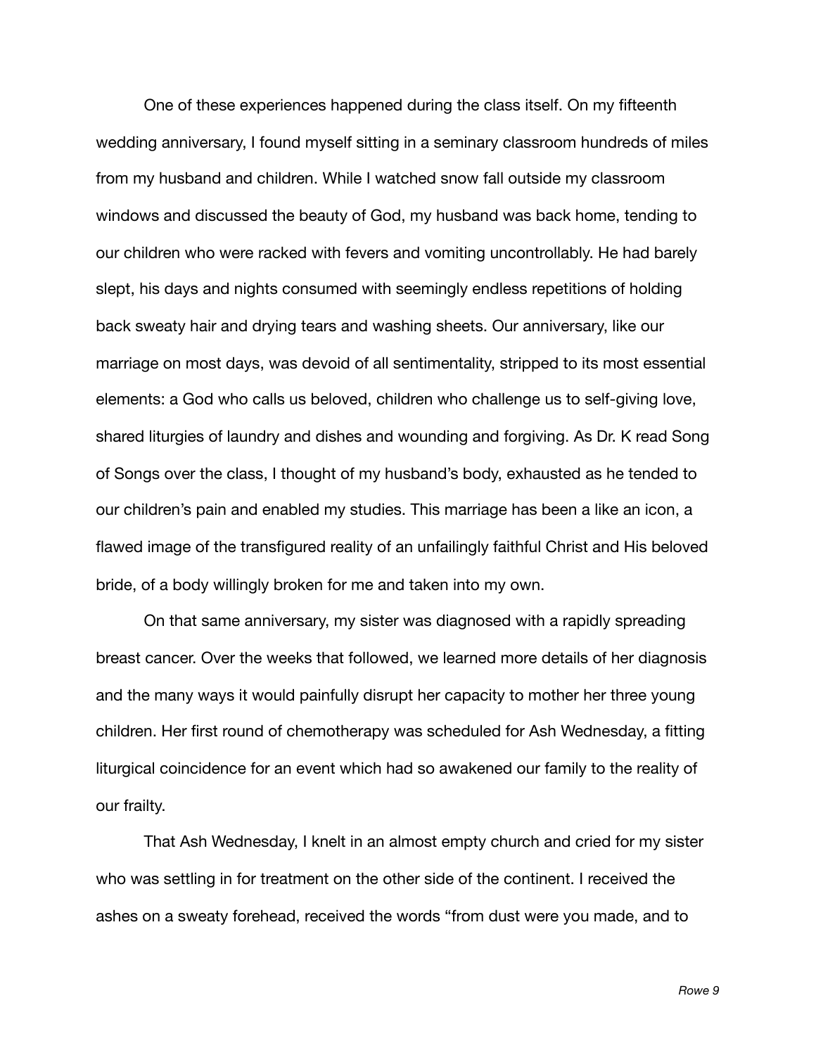One of these experiences happened during the class itself. On my fifteenth wedding anniversary, I found myself sitting in a seminary classroom hundreds of miles from my husband and children. While I watched snow fall outside my classroom windows and discussed the beauty of God, my husband was back home, tending to our children who were racked with fevers and vomiting uncontrollably. He had barely slept, his days and nights consumed with seemingly endless repetitions of holding back sweaty hair and drying tears and washing sheets. Our anniversary, like our marriage on most days, was devoid of all sentimentality, stripped to its most essential elements: a God who calls us beloved, children who challenge us to self-giving love, shared liturgies of laundry and dishes and wounding and forgiving. As Dr. K read Song of Songs over the class, I thought of my husband's body, exhausted as he tended to our children's pain and enabled my studies. This marriage has been a like an icon, a flawed image of the transfigured reality of an unfailingly faithful Christ and His beloved bride, of a body willingly broken for me and taken into my own.

On that same anniversary, my sister was diagnosed with a rapidly spreading breast cancer. Over the weeks that followed, we learned more details of her diagnosis and the many ways it would painfully disrupt her capacity to mother her three young children. Her first round of chemotherapy was scheduled for Ash Wednesday, a fitting liturgical coincidence for an event which had so awakened our family to the reality of our frailty.

That Ash Wednesday, I knelt in an almost empty church and cried for my sister who was settling in for treatment on the other side of the continent. I received the ashes on a sweaty forehead, received the words "from dust were you made, and to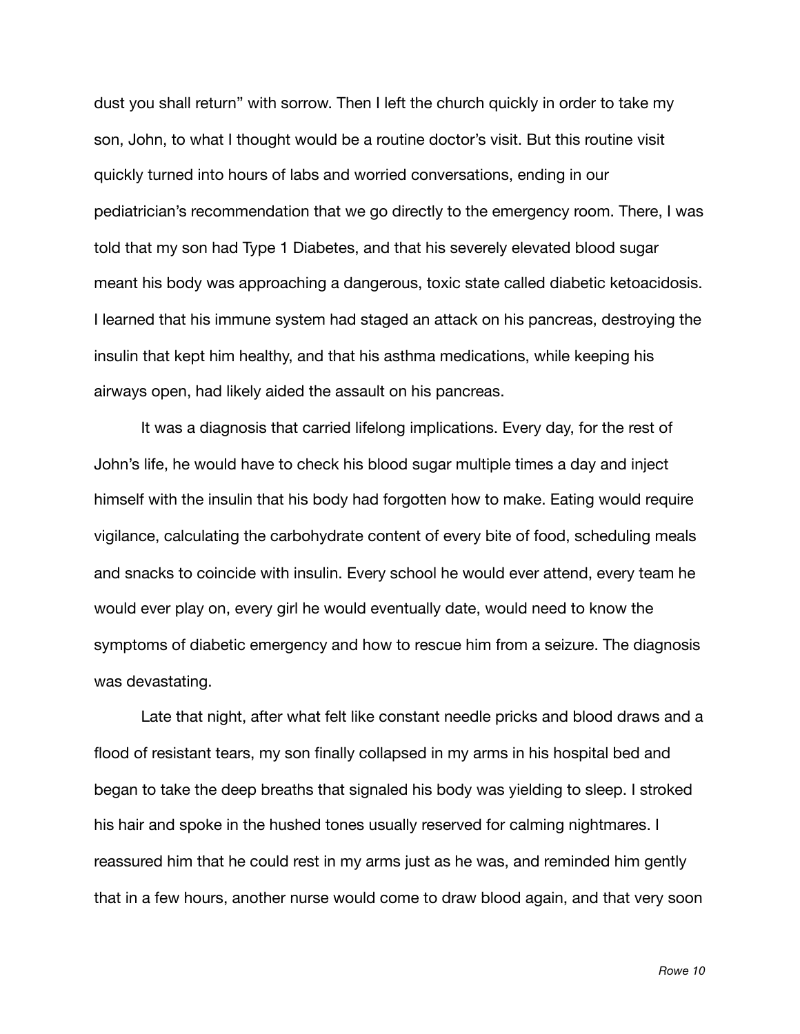dust you shall return" with sorrow. Then I left the church quickly in order to take my son, John, to what I thought would be a routine doctor's visit. But this routine visit quickly turned into hours of labs and worried conversations, ending in our pediatrician's recommendation that we go directly to the emergency room. There, I was told that my son had Type 1 Diabetes, and that his severely elevated blood sugar meant his body was approaching a dangerous, toxic state called diabetic ketoacidosis. I learned that his immune system had staged an attack on his pancreas, destroying the insulin that kept him healthy, and that his asthma medications, while keeping his airways open, had likely aided the assault on his pancreas.

It was a diagnosis that carried lifelong implications. Every day, for the rest of John's life, he would have to check his blood sugar multiple times a day and inject himself with the insulin that his body had forgotten how to make. Eating would require vigilance, calculating the carbohydrate content of every bite of food, scheduling meals and snacks to coincide with insulin. Every school he would ever attend, every team he would ever play on, every girl he would eventually date, would need to know the symptoms of diabetic emergency and how to rescue him from a seizure. The diagnosis was devastating.

Late that night, after what felt like constant needle pricks and blood draws and a flood of resistant tears, my son finally collapsed in my arms in his hospital bed and began to take the deep breaths that signaled his body was yielding to sleep. I stroked his hair and spoke in the hushed tones usually reserved for calming nightmares. I reassured him that he could rest in my arms just as he was, and reminded him gently that in a few hours, another nurse would come to draw blood again, and that very soon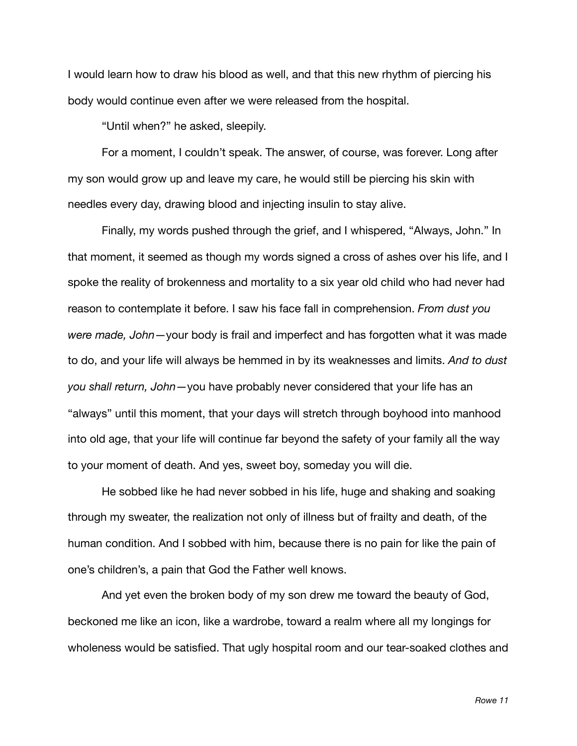I would learn how to draw his blood as well, and that this new rhythm of piercing his body would continue even after we were released from the hospital.

"Until when?" he asked, sleepily.

For a moment, I couldn't speak. The answer, of course, was forever. Long after my son would grow up and leave my care, he would still be piercing his skin with needles every day, drawing blood and injecting insulin to stay alive.

Finally, my words pushed through the grief, and I whispered, "Always, John." In that moment, it seemed as though my words signed a cross of ashes over his life, and I spoke the reality of brokenness and mortality to a six year old child who had never had reason to contemplate it before. I saw his face fall in comprehension. *From dust you were made, John*—your body is frail and imperfect and has forgotten what it was made to do, and your life will always be hemmed in by its weaknesses and limits. *And to dust you shall return, John*—you have probably never considered that your life has an "always" until this moment, that your days will stretch through boyhood into manhood into old age, that your life will continue far beyond the safety of your family all the way to your moment of death. And yes, sweet boy, someday you will die.

He sobbed like he had never sobbed in his life, huge and shaking and soaking through my sweater, the realization not only of illness but of frailty and death, of the human condition. And I sobbed with him, because there is no pain for like the pain of one's children's, a pain that God the Father well knows.

And yet even the broken body of my son drew me toward the beauty of God, beckoned me like an icon, like a wardrobe, toward a realm where all my longings for wholeness would be satisfied. That ugly hospital room and our tear-soaked clothes and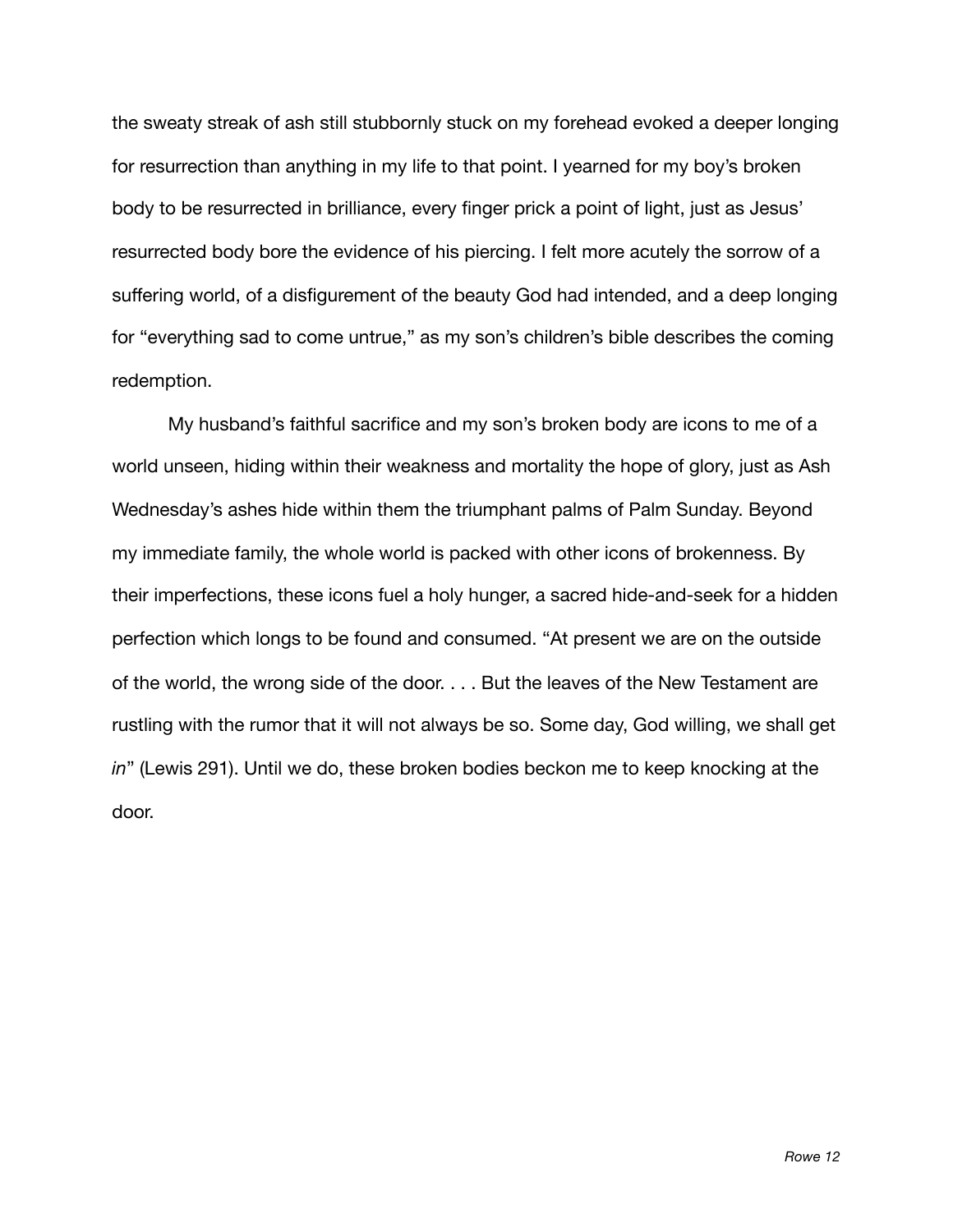the sweaty streak of ash still stubbornly stuck on my forehead evoked a deeper longing for resurrection than anything in my life to that point. I yearned for my boy's broken body to be resurrected in brilliance, every finger prick a point of light, just as Jesus' resurrected body bore the evidence of his piercing. I felt more acutely the sorrow of a suffering world, of a disfigurement of the beauty God had intended, and a deep longing for "everything sad to come untrue," as my son's children's bible describes the coming redemption.

My husband's faithful sacrifice and my son's broken body are icons to me of a world unseen, hiding within their weakness and mortality the hope of glory, just as Ash Wednesday's ashes hide within them the triumphant palms of Palm Sunday. Beyond my immediate family, the whole world is packed with other icons of brokenness. By their imperfections, these icons fuel a holy hunger, a sacred hide-and-seek for a hidden perfection which longs to be found and consumed. "At present we are on the outside of the world, the wrong side of the door. . . . But the leaves of the New Testament are rustling with the rumor that it will not always be so. Some day, God willing, we shall get *in*" (Lewis 291). Until we do, these broken bodies beckon me to keep knocking at the door.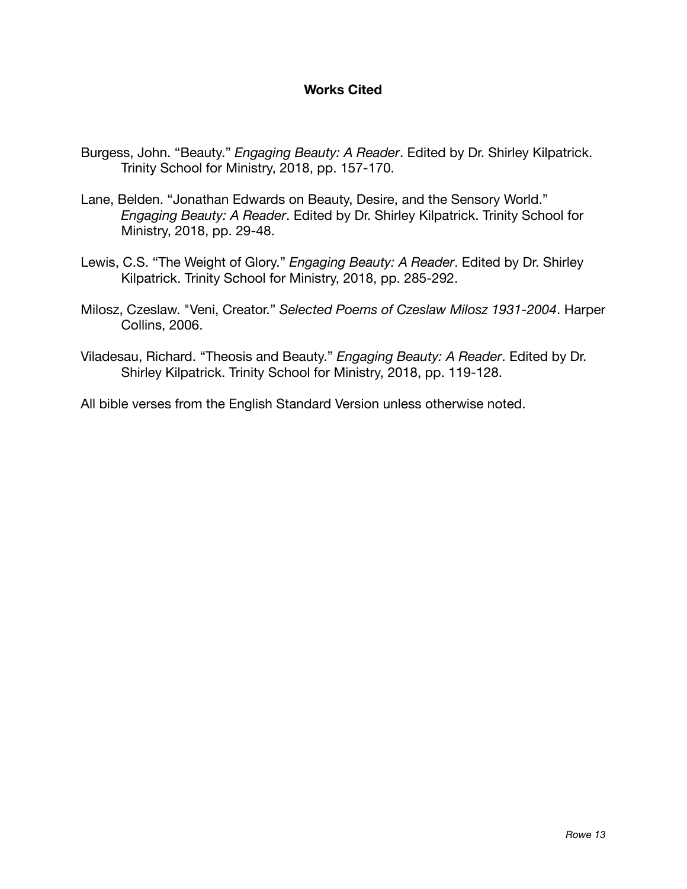**Works Cited**

Burgess, John. “Beauty.” *Engaging Beauty: A Reader*. Edited by Dr. Shirley Kilpatrick. Trinity School for Ministry, 2018, pp. 157-170.

Lane, Belden. “Jonathan Edwards on Beauty, Desire, and the Sensory World.” *Engaging Beauty: A Reader*. Edited by Dr. Shirley Kilpatrick. Trinity School for Ministry, 2018, pp. 29-48.

Lewis, C.S. “The Weight of Glory.” *Engaging Beauty: A Reader*. Edited by Dr. Shirley Kilpatrick. Trinity School for Ministry, 2018, pp. 285-292.

Milosz, Czeslaw. "Veni, Creator.” *Selected Poems of Czeslaw Milosz 1931-2004*. Harper Collins, 2006.

Viladesau, Richard. “Theosis and Beauty.” *Engaging Beauty: A Reader*. Edited by Dr. Shirley Kilpatrick. Trinity School for Ministry, 2018, pp. 119-128.

All bible verses from the English Standard Version unless otherwise noted.